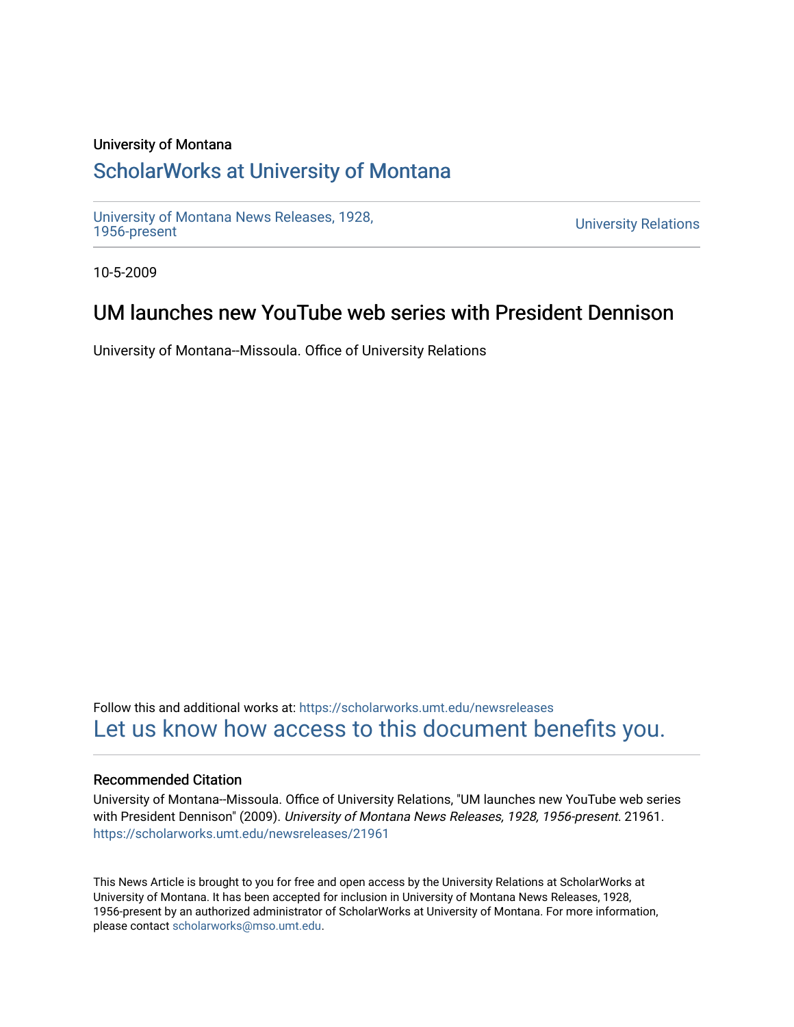University of Montana

# ScholarWorks at University of Montana

University of Montana News Releases, 1928, 1956-present

University Relations

10-5-2009

## UM launches new YouTube web series with President Dennison

University of Montana--Missoula. Office of University Relations

Follow this and additional works at: https://scholarworks.umt.edu/newsreleases

Let us know how access to this document benefits you.

### Recommended Citation

University of Montana--Missoula. Office of University Relations, "UM launches new YouTube web series with President Dennison" (2009). *University of Montana News Releases, 1928, 1956-present*. 21961.
https://scholarworks.umt.edu/newsreleases/21961

This News Article is brought to you for free and open access by the University Relations at ScholarWorks at University of Montana. It has been accepted for inclusion in University of Montana News Releases, 1928, 1956-present by an authorized administrator of ScholarWorks at University of Montana. For more information, please contact scholarworks@mso.umt.edu.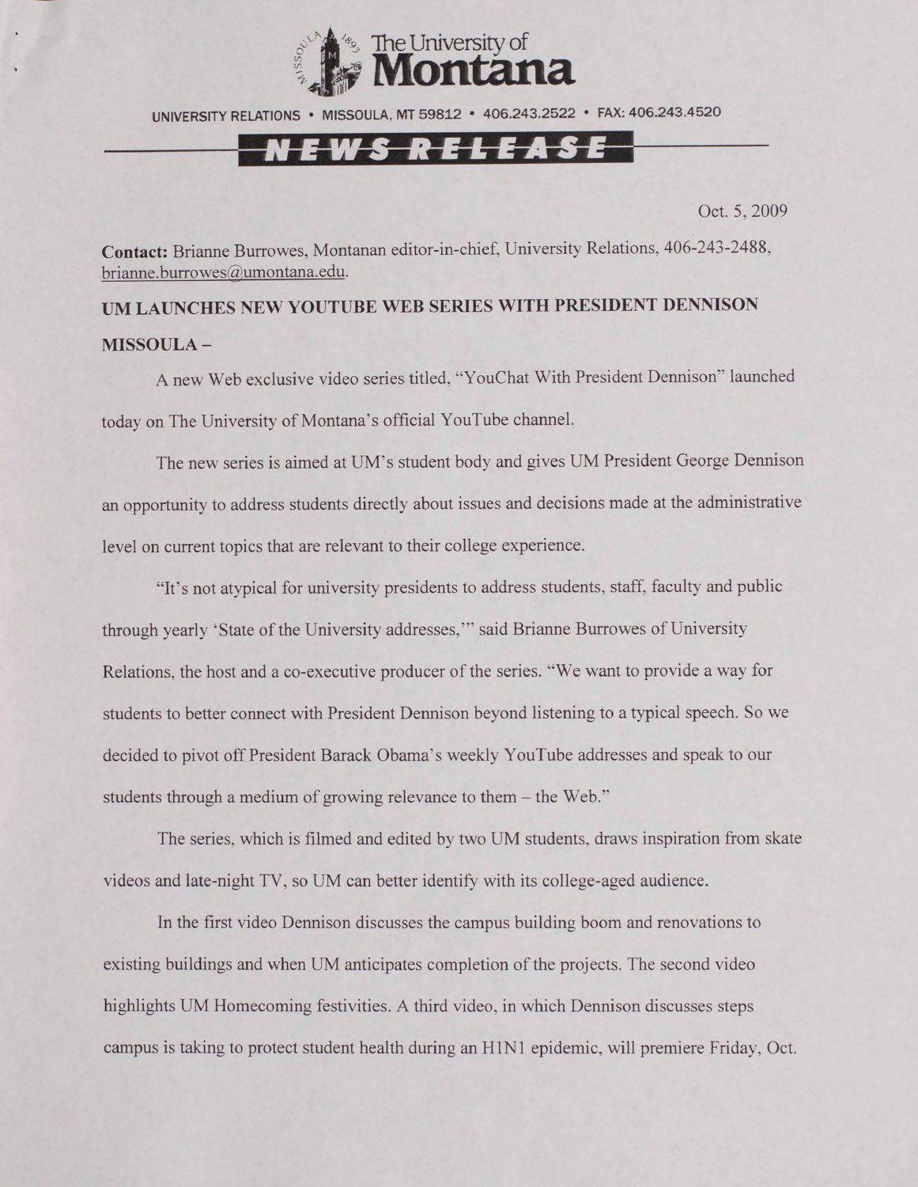**The University of Montana**

UNIVERSITY RELATIONS • MISSOULA, MT 59812 • 406.243.2522 • FAX: 406.243.4520

**NEWS RELEASE**

Oct. 5, 2009

**Contact:** Brianne Burrowes, Montanan editor-in-chief, University Relations, 406-243-2488, brianne.burrowes@umontana.edu.

## UM LAUNCHES NEW YOUTUBE WEB SERIES WITH PRESIDENT DENNISON

**MISSOULA –**

A new Web exclusive video series titled, "YouChat With President Dennison" launched today on The University of Montana's official YouTube channel.

The new series is aimed at UM's student body and gives UM President George Dennison an opportunity to address students directly about issues and decisions made at the administrative level on current topics that are relevant to their college experience.

"It's not atypical for university presidents to address students, staff, faculty and public through yearly 'State of the University addresses,'" said Brianne Burrowes of University Relations, the host and a co-executive producer of the series. "We want to provide a way for students to better connect with President Dennison beyond listening to a typical speech. So we decided to pivot off President Barack Obama's weekly YouTube addresses and speak to our students through a medium of growing relevance to them – the Web."

The series, which is filmed and edited by two UM students, draws inspiration from skate videos and late-night TV, so UM can better identify with its college-aged audience.

In the first video Dennison discusses the campus building boom and renovations to existing buildings and when UM anticipates completion of the projects. The second video highlights UM Homecoming festivities. A third video, in which Dennison discusses steps campus is taking to protect student health during an H1N1 epidemic, will premiere Friday, Oct.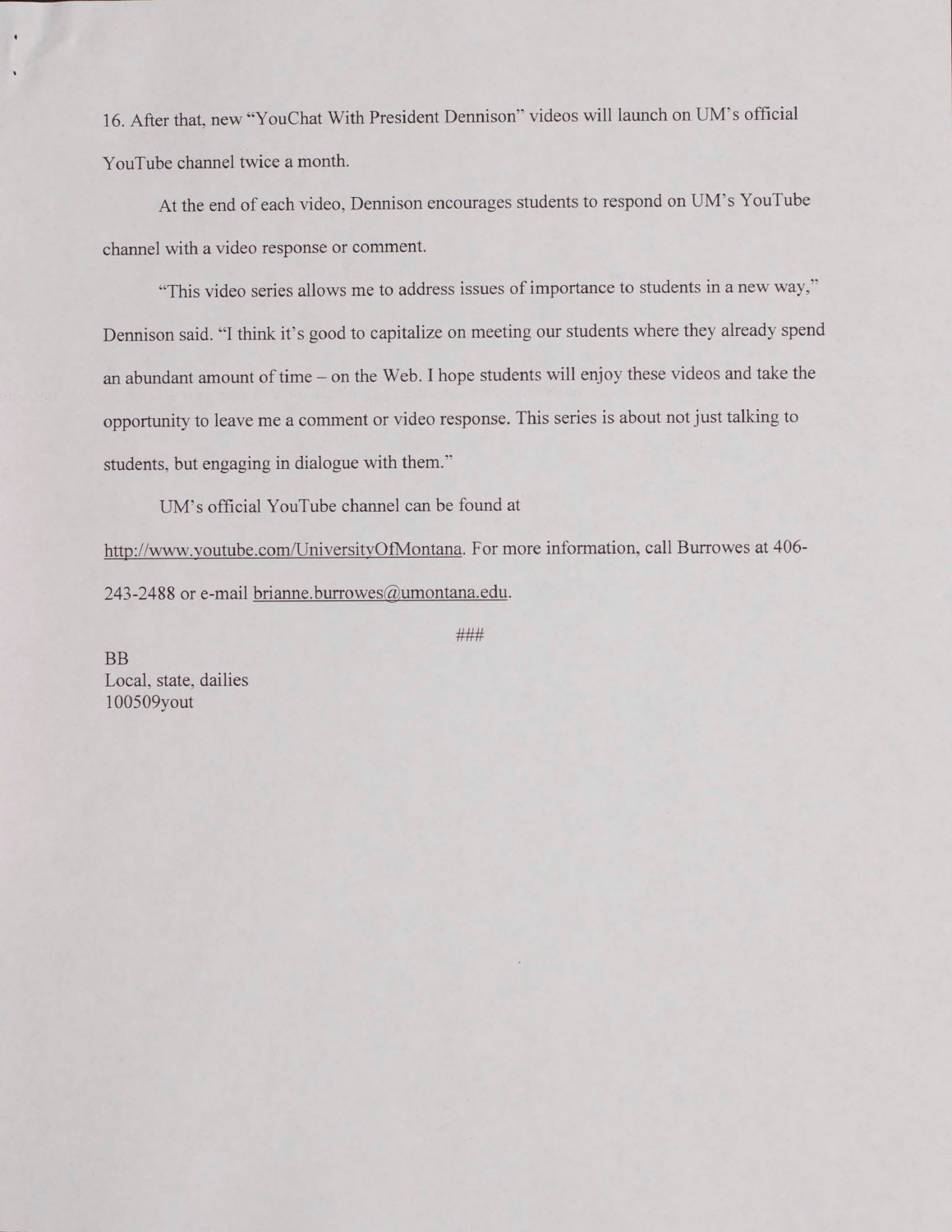16. After that, new "YouChat With President Dennison" videos will launch on UM's official YouTube channel twice a month.

At the end of each video, Dennison encourages students to respond on UM's YouTube channel with a video response or comment.

"This video series allows me to address issues of importance to students in a new way," Dennison said. "I think it's good to capitalize on meeting our students where they already spend an abundant amount of time – on the Web. I hope students will enjoy these videos and take the opportunity to leave me a comment or video response. This series is about not just talking to students, but engaging in dialogue with them."

UM's official YouTube channel can be found at http://www.youtube.com/UniversityOfMontana. For more information, call Burrowes at 406-243-2488 or e-mail brianne.burrowes@umontana.edu.

###

BB
Local, state, dailies
100509yout